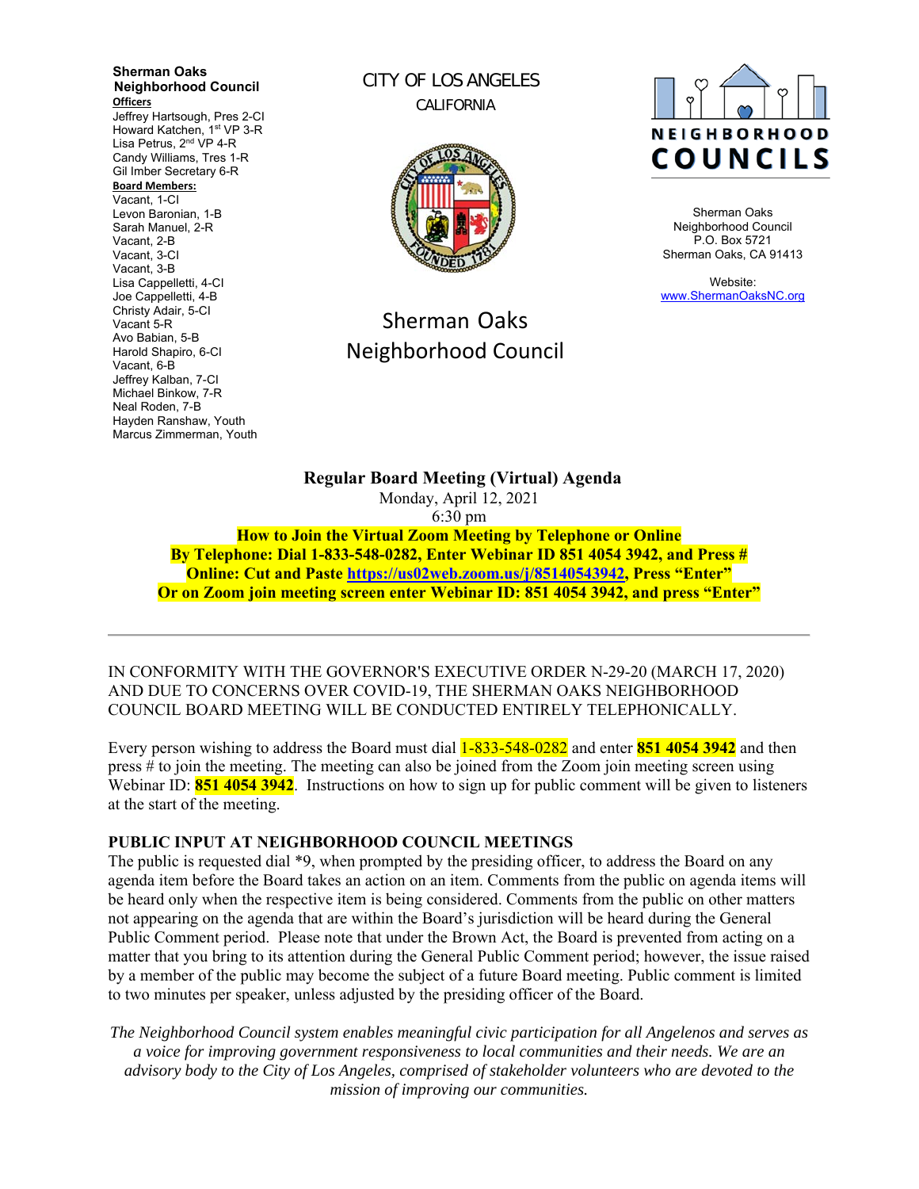**Sherman Oaks Neighborhood Council**

**Officers**

Jeffrey Hartsough, Pres 2-CI
Howard Katchen, 1st VP 3-R
Lisa Petrus, 2nd VP 4-R
Candy Williams, Tres 1-R
Gil Imber Secretary 6-R

**Board Members:**

Vacant, 1-CI
Levon Baronian, 1-B
Sarah Manuel, 2-R
Vacant, 2-B
Vacant, 3-CI
Vacant, 3-B
Lisa Cappelletti, 4-CI
Joe Cappelletti, 4-B
Christy Adair, 5-CI
Vacant 5-R
Avo Babian, 5-B
Harold Shapiro, 6-CI
Vacant, 6-B
Jeffrey Kalban, 7-CI
Michael Binkow, 7-R
Neal Roden, 7-B
Hayden Ranshaw, Youth
Marcus Zimmerman, Youth

CITY OF LOS ANGELES
CALIFORNIA

Sherman Oaks
Neighborhood Council

NEIGHBORHOOD COUNCILS

Sherman Oaks
Neighborhood Council
P.O. Box 5721
Sherman Oaks, CA 91413

Website:
www.ShermanOaksNC.org

## Regular Board Meeting (Virtual) Agenda

Monday, April 12, 2021
6:30 pm

**How to Join the Virtual Zoom Meeting by Telephone or Online**
**By Telephone: Dial 1-833-548-0282, Enter Webinar ID 851 4054 3942, and Press #**
**Online: Cut and Paste https://us02web.zoom.us/j/85140543942, Press "Enter"**
**Or on Zoom join meeting screen enter Webinar ID: 851 4054 3942, and press "Enter"**

---

IN CONFORMITY WITH THE GOVERNOR'S EXECUTIVE ORDER N-29-20 (MARCH 17, 2020) AND DUE TO CONCERNS OVER COVID-19, THE SHERMAN OAKS NEIGHBORHOOD COUNCIL BOARD MEETING WILL BE CONDUCTED ENTIRELY TELEPHONICALLY.

Every person wishing to address the Board must dial 1-833-548-0282 and enter **851 4054 3942** and then press # to join the meeting. The meeting can also be joined from the Zoom join meeting screen using Webinar ID: **851 4054 3942**. Instructions on how to sign up for public comment will be given to listeners at the start of the meeting.

### PUBLIC INPUT AT NEIGHBORHOOD COUNCIL MEETINGS

The public is requested dial *9, when prompted by the presiding officer, to address the Board on any agenda item before the Board takes an action on an item. Comments from the public on agenda items will be heard only when the respective item is being considered. Comments from the public on other matters not appearing on the agenda that are within the Board's jurisdiction will be heard during the General Public Comment period. Please note that under the Brown Act, the Board is prevented from acting on a matter that you bring to its attention during the General Public Comment period; however, the issue raised by a member of the public may become the subject of a future Board meeting. Public comment is limited to two minutes per speaker, unless adjusted by the presiding officer of the Board.

*The Neighborhood Council system enables meaningful civic participation for all Angelenos and serves as a voice for improving government responsiveness to local communities and their needs. We are an advisory body to the City of Los Angeles, comprised of stakeholder volunteers who are devoted to the mission of improving our communities.*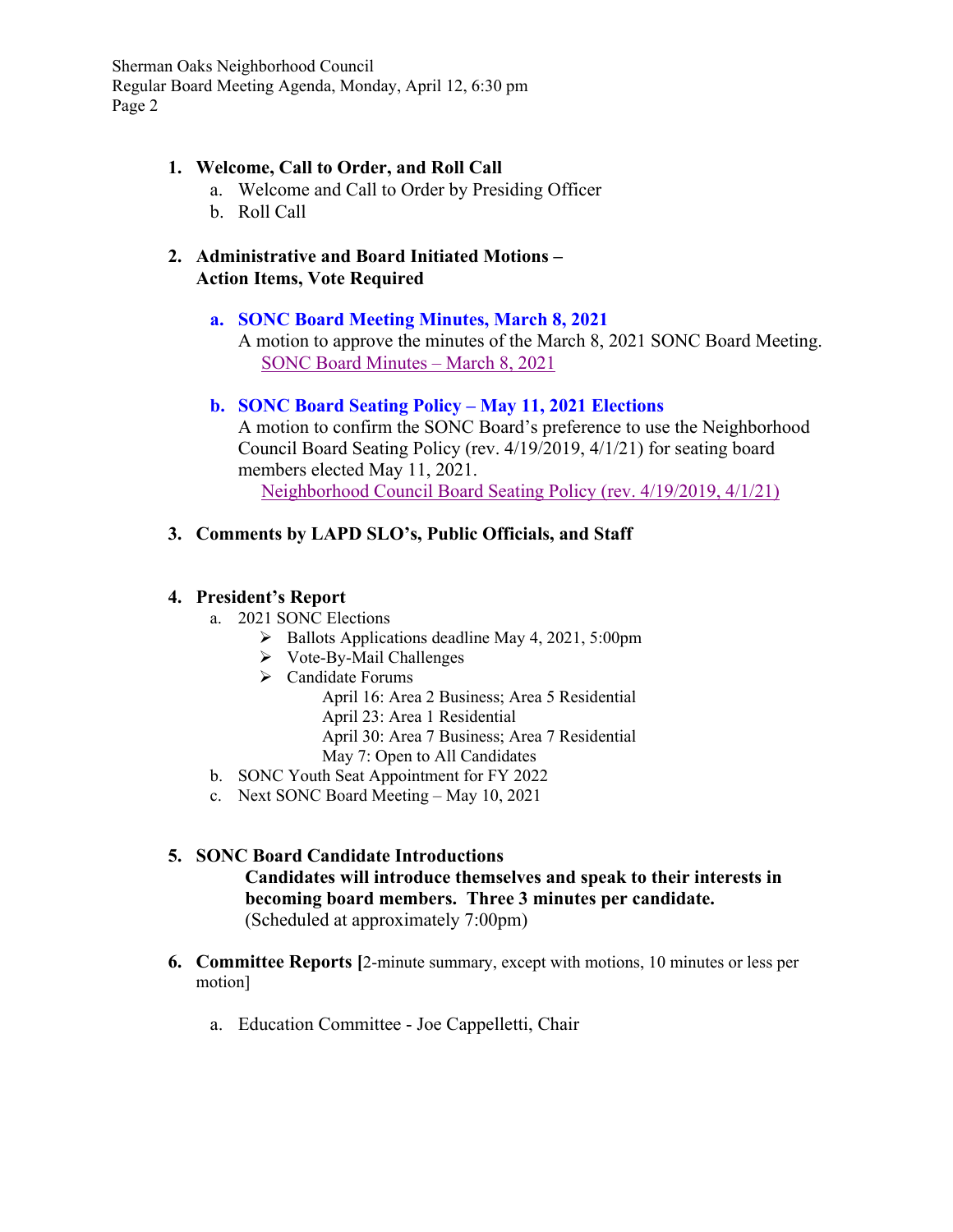1. **Welcome, Call to Order, and Roll Call**
   a. Welcome and Call to Order by Presiding Officer
   b. Roll Call

2. **Administrative and Board Initiated Motions – Action Items, Vote Required**

   a. **SONC Board Meeting Minutes, March 8, 2021**
   A motion to approve the minutes of the March 8, 2021 SONC Board Meeting.
   SONC Board Minutes – March 8, 2021

   b. **SONC Board Seating Policy – May 11, 2021 Elections**
   A motion to confirm the SONC Board's preference to use the Neighborhood Council Board Seating Policy (rev. 4/19/2019, 4/1/21) for seating board members elected May 11, 2021.
   Neighborhood Council Board Seating Policy (rev. 4/19/2019, 4/1/21)

3. **Comments by LAPD SLO's, Public Officials, and Staff**

4. **President's Report**
   a. 2021 SONC Elections
      - Ballots Applications deadline May 4, 2021, 5:00pm
      - Vote-By-Mail Challenges
      - Candidate Forums
        April 16: Area 2 Business; Area 5 Residential
        April 23: Area 1 Residential
        April 30: Area 7 Business; Area 7 Residential
        May 7: Open to All Candidates
   b. SONC Youth Seat Appointment for FY 2022
   c. Next SONC Board Meeting – May 10, 2021

5. **SONC Board Candidate Introductions**
   **Candidates will introduce themselves and speak to their interests in becoming board members. Three 3 minutes per candidate.**
   (Scheduled at approximately 7:00pm)

6. **Committee Reports [**2-minute summary, except with motions, 10 minutes or less per motion]

   a. Education Committee - Joe Cappelletti, Chair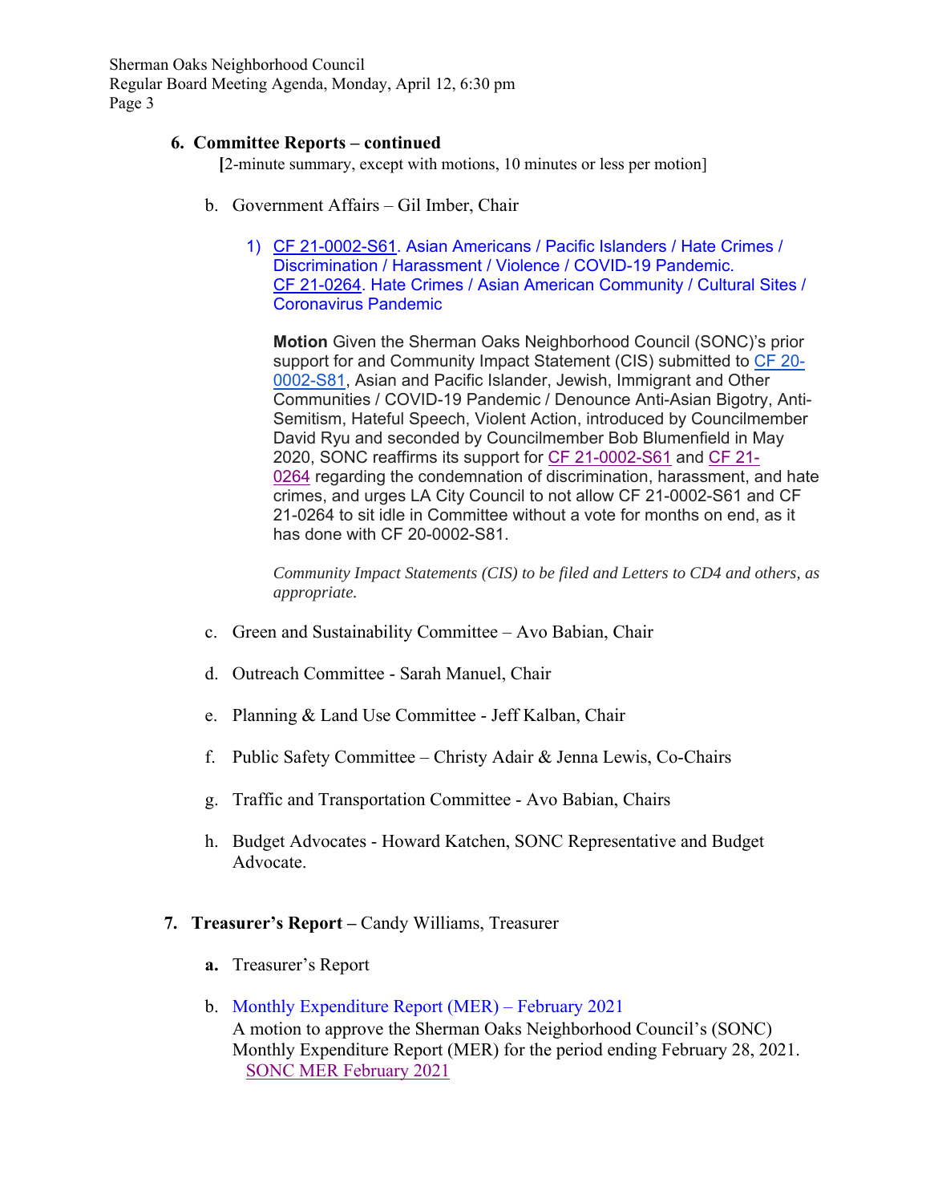## 6. Committee Reports – continued

[2-minute summary, except with motions, 10 minutes or less per motion]

b. Government Affairs – Gil Imber, Chair

1) CF 21-0002-S61. Asian Americans / Pacific Islanders / Hate Crimes / Discrimination / Harassment / Violence / COVID-19 Pandemic. CF 21-0264. Hate Crimes / Asian American Community / Cultural Sites / Coronavirus Pandemic

**Motion** Given the Sherman Oaks Neighborhood Council (SONC)'s prior support for and Community Impact Statement (CIS) submitted to CF 20-0002-S81, Asian and Pacific Islander, Jewish, Immigrant and Other Communities / COVID-19 Pandemic / Denounce Anti-Asian Bigotry, Anti-Semitism, Hateful Speech, Violent Action, introduced by Councilmember David Ryu and seconded by Councilmember Bob Blumenfield in May 2020, SONC reaffirms its support for CF 21-0002-S61 and CF 21-0264 regarding the condemnation of discrimination, harassment, and hate crimes, and urges LA City Council to not allow CF 21-0002-S61 and CF 21-0264 to sit idle in Committee without a vote for months on end, as it has done with CF 20-0002-S81.

*Community Impact Statements (CIS) to be filed and Letters to CD4 and others, as appropriate.*

c. Green and Sustainability Committee – Avo Babian, Chair

d. Outreach Committee - Sarah Manuel, Chair

e. Planning & Land Use Committee - Jeff Kalban, Chair

f. Public Safety Committee – Christy Adair & Jenna Lewis, Co-Chairs

g. Traffic and Transportation Committee - Avo Babian, Chairs

h. Budget Advocates - Howard Katchen, SONC Representative and Budget Advocate.

## 7. Treasurer's Report – Candy Williams, Treasurer

**a.** Treasurer's Report

b. Monthly Expenditure Report (MER) – February 2021
A motion to approve the Sherman Oaks Neighborhood Council's (SONC) Monthly Expenditure Report (MER) for the period ending February 28, 2021.
SONC MER February 2021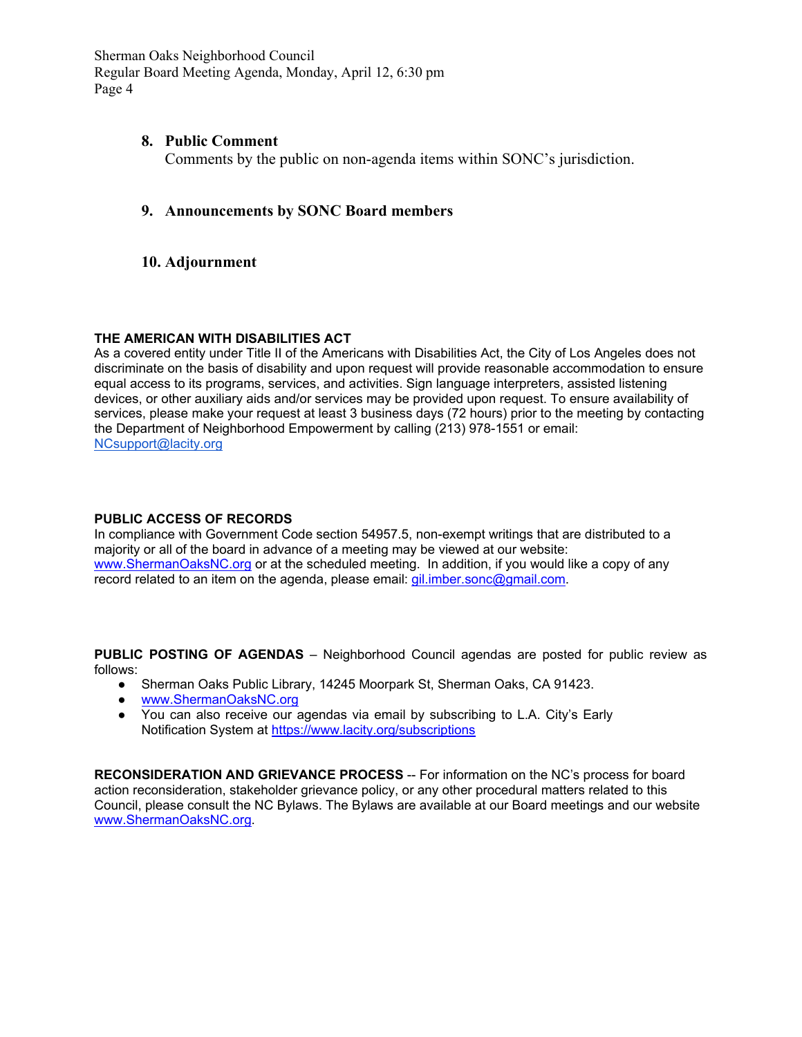## 8. Public Comment

Comments by the public on non-agenda items within SONC's jurisdiction.

## 9. Announcements by SONC Board members

## 10. Adjournment

**THE AMERICAN WITH DISABILITIES ACT**

As a covered entity under Title II of the Americans with Disabilities Act, the City of Los Angeles does not discriminate on the basis of disability and upon request will provide reasonable accommodation to ensure equal access to its programs, services, and activities. Sign language interpreters, assisted listening devices, or other auxiliary aids and/or services may be provided upon request. To ensure availability of services, please make your request at least 3 business days (72 hours) prior to the meeting by contacting the Department of Neighborhood Empowerment by calling (213) 978-1551 or email: NCsupport@lacity.org

**PUBLIC ACCESS OF RECORDS**

In compliance with Government Code section 54957.5, non-exempt writings that are distributed to a majority or all of the board in advance of a meeting may be viewed at our website: www.ShermanOaksNC.org or at the scheduled meeting. In addition, if you would like a copy of any record related to an item on the agenda, please email: gil.imber.sonc@gmail.com.

**PUBLIC POSTING OF AGENDAS** – Neighborhood Council agendas are posted for public review as follows:

- Sherman Oaks Public Library, 14245 Moorpark St, Sherman Oaks, CA 91423.
- www.ShermanOaksNC.org
- You can also receive our agendas via email by subscribing to L.A. City's Early Notification System at https://www.lacity.org/subscriptions

**RECONSIDERATION AND GRIEVANCE PROCESS** -- For information on the NC's process for board action reconsideration, stakeholder grievance policy, or any other procedural matters related to this Council, please consult the NC Bylaws. The Bylaws are available at our Board meetings and our website www.ShermanOaksNC.org.